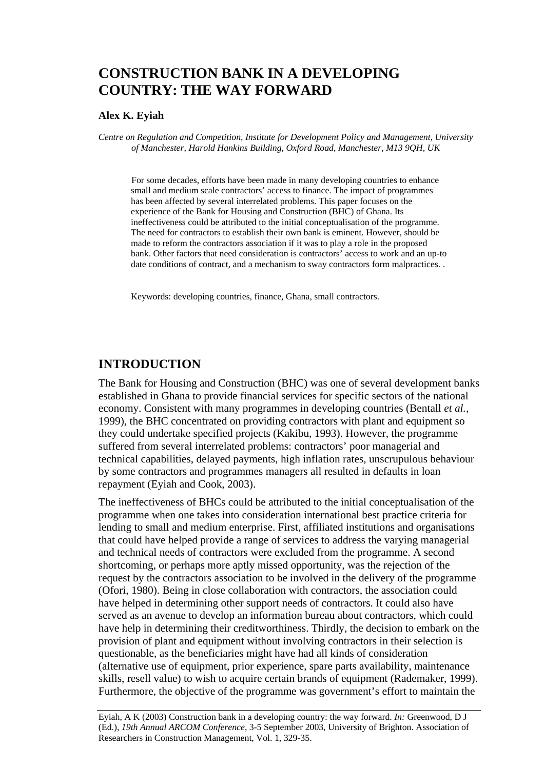# CONSTRUCTION BANK IN A DEVELOPING COUNTRY: THE WAY FORWARD

**Alex K. Eyiah**

*Centre on Regulation and Competition, Institute for Development Policy and Management, University of Manchester, Harold Hankins Building, Oxford Road, Manchester, M13 9QH, UK*

For some decades, efforts have been made in many developing countries to enhance small and medium scale contractors' access to finance. The impact of programmes has been affected by several interrelated problems. This paper focuses on the experience of the Bank for Housing and Construction (BHC) of Ghana. Its ineffectiveness could be attributed to the initial conceptualisation of the programme. The need for contractors to establish their own bank is eminent. However, should be made to reform the contractors association if it was to play a role in the proposed bank. Other factors that need consideration is contractors' access to work and an up-to date conditions of contract, and a mechanism to sway contractors form malpractices. .

Keywords: developing countries, finance, Ghana, small contractors.

## INTRODUCTION

The Bank for Housing and Construction (BHC) was one of several development banks established in Ghana to provide financial services for specific sectors of the national economy. Consistent with many programmes in developing countries (Bentall *et al.*, 1999), the BHC concentrated on providing contractors with plant and equipment so they could undertake specified projects (Kakibu, 1993). However, the programme suffered from several interrelated problems: contractors' poor managerial and technical capabilities, delayed payments, high inflation rates, unscrupulous behaviour by some contractors and programmes managers all resulted in defaults in loan repayment (Eyiah and Cook, 2003).

The ineffectiveness of BHCs could be attributed to the initial conceptualisation of the programme when one takes into consideration international best practice criteria for lending to small and medium enterprise. First, affiliated institutions and organisations that could have helped provide a range of services to address the varying managerial and technical needs of contractors were excluded from the programme. A second shortcoming, or perhaps more aptly missed opportunity, was the rejection of the request by the contractors association to be involved in the delivery of the programme (Ofori, 1980). Being in close collaboration with contractors, the association could have helped in determining other support needs of contractors. It could also have served as an avenue to develop an information bureau about contractors, which could have help in determining their creditworthiness. Thirdly, the decision to embark on the provision of plant and equipment without involving contractors in their selection is questionable, as the beneficiaries might have had all kinds of consideration (alternative use of equipment, prior experience, spare parts availability, maintenance skills, resell value) to wish to acquire certain brands of equipment (Rademaker, 1999). Furthermore, the objective of the programme was government's effort to maintain the

Eyiah, A K (2003) Construction bank in a developing country: the way forward. *In:* Greenwood, D J (Ed.), *19th Annual ARCOM Conference*, 3-5 September 2003, University of Brighton. Association of Researchers in Construction Management, Vol. 1, 329-35.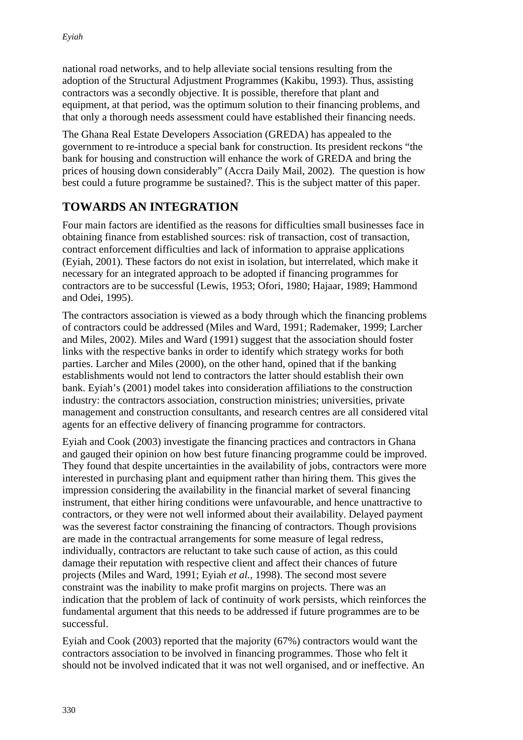national road networks, and to help alleviate social tensions resulting from the adoption of the Structural Adjustment Programmes (Kakibu, 1993). Thus, assisting contractors was a secondly objective. It is possible, therefore that plant and equipment, at that period, was the optimum solution to their financing problems, and that only a thorough needs assessment could have established their financing needs.

The Ghana Real Estate Developers Association (GREDA) has appealed to the government to re-introduce a special bank for construction. Its president reckons "the bank for housing and construction will enhance the work of GREDA and bring the prices of housing down considerably" (Accra Daily Mail, 2002). The question is how best could a future programme be sustained?. This is the subject matter of this paper.

## TOWARDS AN INTEGRATION

Four main factors are identified as the reasons for difficulties small businesses face in obtaining finance from established sources: risk of transaction, cost of transaction, contract enforcement difficulties and lack of information to appraise applications (Eyiah, 2001). These factors do not exist in isolation, but interrelated, which make it necessary for an integrated approach to be adopted if financing programmes for contractors are to be successful (Lewis, 1953; Ofori, 1980; Hajaar, 1989; Hammond and Odei, 1995).

The contractors association is viewed as a body through which the financing problems of contractors could be addressed (Miles and Ward, 1991; Rademaker, 1999; Larcher and Miles, 2002). Miles and Ward (1991) suggest that the association should foster links with the respective banks in order to identify which strategy works for both parties. Larcher and Miles (2000), on the other hand, opined that if the banking establishments would not lend to contractors the latter should establish their own bank. Eyiah's (2001) model takes into consideration affiliations to the construction industry: the contractors association, construction ministries; universities, private management and construction consultants, and research centres are all considered vital agents for an effective delivery of financing programme for contractors.

Eyiah and Cook (2003) investigate the financing practices and contractors in Ghana and gauged their opinion on how best future financing programme could be improved. They found that despite uncertainties in the availability of jobs, contractors were more interested in purchasing plant and equipment rather than hiring them. This gives the impression considering the availability in the financial market of several financing instrument, that either hiring conditions were unfavourable, and hence unattractive to contractors, or they were not well informed about their availability. Delayed payment was the severest factor constraining the financing of contractors. Though provisions are made in the contractual arrangements for some measure of legal redress, individually, contractors are reluctant to take such cause of action, as this could damage their reputation with respective client and affect their chances of future projects (Miles and Ward, 1991; Eyiah *et al.*, 1998). The second most severe constraint was the inability to make profit margins on projects. There was an indication that the problem of lack of continuity of work persists, which reinforces the fundamental argument that this needs to be addressed if future programmes are to be successful.

Eyiah and Cook (2003) reported that the majority (67%) contractors would want the contractors association to be involved in financing programmes. Those who felt it should not be involved indicated that it was not well organised, and or ineffective. An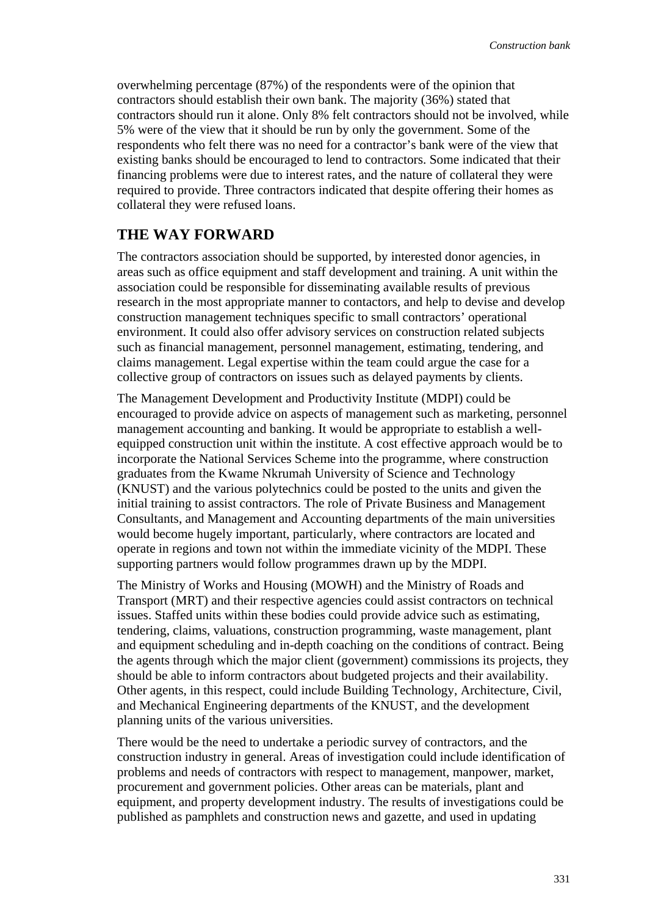overwhelming percentage (87%) of the respondents were of the opinion that contractors should establish their own bank. The majority (36%) stated that contractors should run it alone. Only 8% felt contractors should not be involved, while 5% were of the view that it should be run by only the government. Some of the respondents who felt there was no need for a contractor's bank were of the view that existing banks should be encouraged to lend to contractors. Some indicated that their financing problems were due to interest rates, and the nature of collateral they were required to provide. Three contractors indicated that despite offering their homes as collateral they were refused loans.

## THE WAY FORWARD

The contractors association should be supported, by interested donor agencies, in areas such as office equipment and staff development and training. A unit within the association could be responsible for disseminating available results of previous research in the most appropriate manner to contactors, and help to devise and develop construction management techniques specific to small contractors' operational environment. It could also offer advisory services on construction related subjects such as financial management, personnel management, estimating, tendering, and claims management. Legal expertise within the team could argue the case for a collective group of contractors on issues such as delayed payments by clients.

The Management Development and Productivity Institute (MDPI) could be encouraged to provide advice on aspects of management such as marketing, personnel management accounting and banking. It would be appropriate to establish a well-equipped construction unit within the institute. A cost effective approach would be to incorporate the National Services Scheme into the programme, where construction graduates from the Kwame Nkrumah University of Science and Technology (KNUST) and the various polytechnics could be posted to the units and given the initial training to assist contractors. The role of Private Business and Management Consultants, and Management and Accounting departments of the main universities would become hugely important, particularly, where contractors are located and operate in regions and town not within the immediate vicinity of the MDPI. These supporting partners would follow programmes drawn up by the MDPI.

The Ministry of Works and Housing (MOWH) and the Ministry of Roads and Transport (MRT) and their respective agencies could assist contractors on technical issues. Staffed units within these bodies could provide advice such as estimating, tendering, claims, valuations, construction programming, waste management, plant and equipment scheduling and in-depth coaching on the conditions of contract. Being the agents through which the major client (government) commissions its projects, they should be able to inform contractors about budgeted projects and their availability. Other agents, in this respect, could include Building Technology, Architecture, Civil, and Mechanical Engineering departments of the KNUST, and the development planning units of the various universities.

There would be the need to undertake a periodic survey of contractors, and the construction industry in general. Areas of investigation could include identification of problems and needs of contractors with respect to management, manpower, market, procurement and government policies. Other areas can be materials, plant and equipment, and property development industry. The results of investigations could be published as pamphlets and construction news and gazette, and used in updating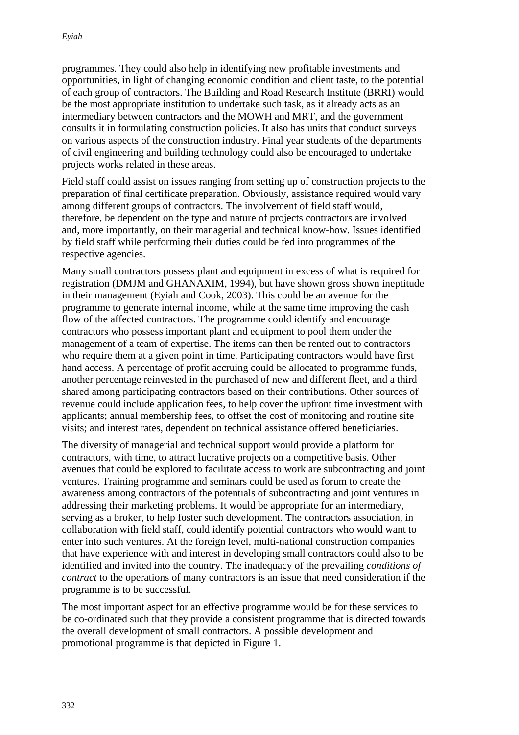programmes. They could also help in identifying new profitable investments and opportunities, in light of changing economic condition and client taste, to the potential of each group of contractors. The Building and Road Research Institute (BRRI) would be the most appropriate institution to undertake such task, as it already acts as an intermediary between contractors and the MOWH and MRT, and the government consults it in formulating construction policies. It also has units that conduct surveys on various aspects of the construction industry. Final year students of the departments of civil engineering and building technology could also be encouraged to undertake projects works related in these areas.

Field staff could assist on issues ranging from setting up of construction projects to the preparation of final certificate preparation. Obviously, assistance required would vary among different groups of contractors. The involvement of field staff would, therefore, be dependent on the type and nature of projects contractors are involved and, more importantly, on their managerial and technical know-how. Issues identified by field staff while performing their duties could be fed into programmes of the respective agencies.

Many small contractors possess plant and equipment in excess of what is required for registration (DMJM and GHANAXIM, 1994), but have shown gross shown ineptitude in their management (Eyiah and Cook, 2003). This could be an avenue for the programme to generate internal income, while at the same time improving the cash flow of the affected contractors. The programme could identify and encourage contractors who possess important plant and equipment to pool them under the management of a team of expertise. The items can then be rented out to contractors who require them at a given point in time. Participating contractors would have first hand access. A percentage of profit accruing could be allocated to programme funds, another percentage reinvested in the purchased of new and different fleet, and a third shared among participating contractors based on their contributions. Other sources of revenue could include application fees, to help cover the upfront time investment with applicants; annual membership fees, to offset the cost of monitoring and routine site visits; and interest rates, dependent on technical assistance offered beneficiaries.

The diversity of managerial and technical support would provide a platform for contractors, with time, to attract lucrative projects on a competitive basis. Other avenues that could be explored to facilitate access to work are subcontracting and joint ventures. Training programme and seminars could be used as forum to create the awareness among contractors of the potentials of subcontracting and joint ventures in addressing their marketing problems. It would be appropriate for an intermediary, serving as a broker, to help foster such development. The contractors association, in collaboration with field staff, could identify potential contractors who would want to enter into such ventures. At the foreign level, multi-national construction companies that have experience with and interest in developing small contractors could also to be identified and invited into the country. The inadequacy of the prevailing *conditions of contract* to the operations of many contractors is an issue that need consideration if the programme is to be successful.

The most important aspect for an effective programme would be for these services to be co-ordinated such that they provide a consistent programme that is directed towards the overall development of small contractors. A possible development and promotional programme is that depicted in Figure 1.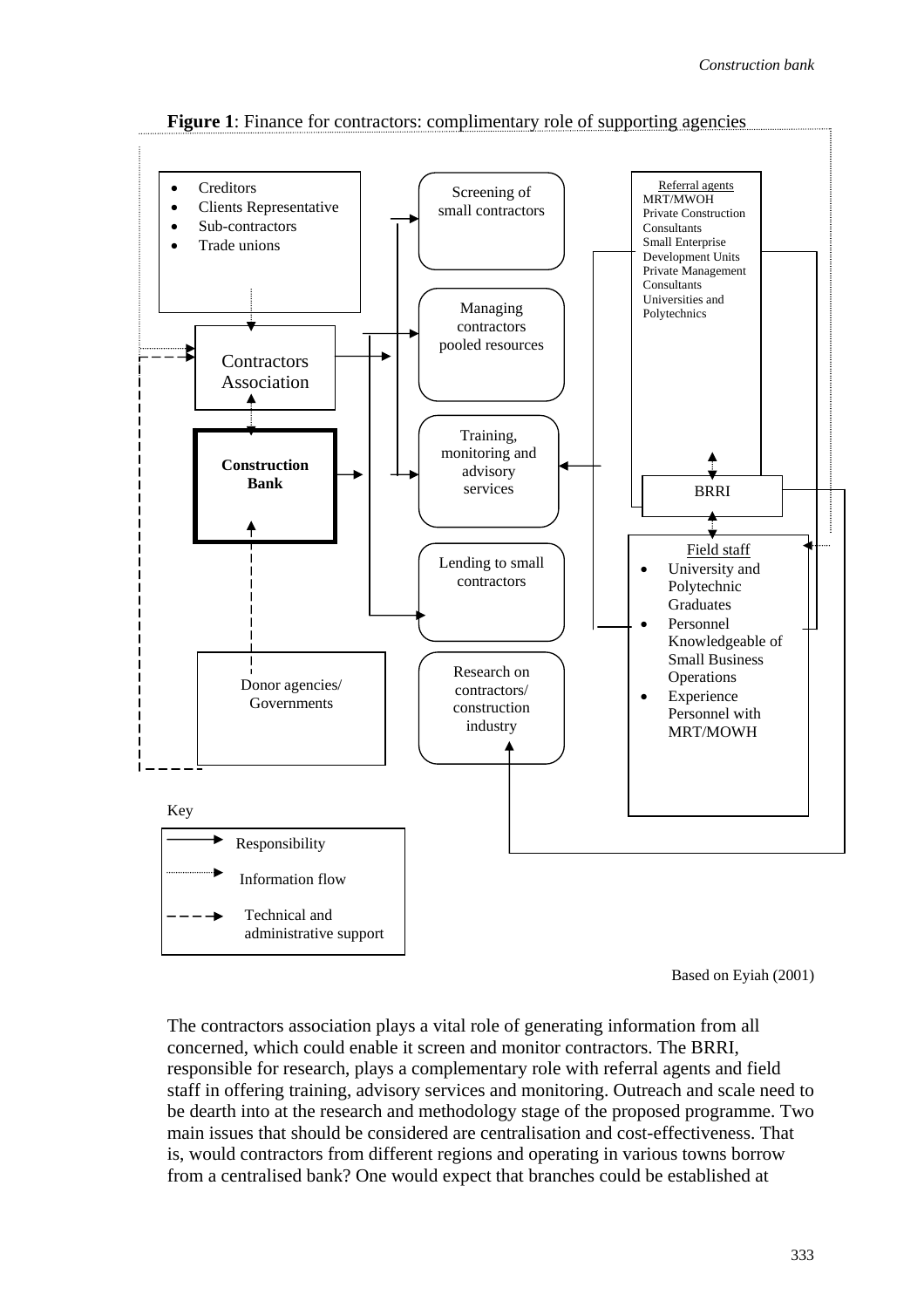**Figure 1**: Finance for contractors: complimentary role of supporting agencies

- Creditors
- Clients Representative
- Sub-contractors
- Trade unions

Contractors Association

**Construction Bank**

Donor agencies/ Governments

Screening of small contractors

Managing contractors pooled resources

Training, monitoring and advisory services

Lending to small contractors

Research on contractors/ construction industry

Referral agents
MRT/MWOH
Private Construction Consultants
Small Enterprise Development Units
Private Management Consultants
Universities and Polytechnics

BRRI

Field staff
- University and Polytechnic Graduates
- Personnel Knowledgeable of Small Business Operations
- Experience Personnel with MRT/MOWH

Key
Responsibility
Information flow
Technical and administrative support

Based on Eyiah (2001)

The contractors association plays a vital role of generating information from all concerned, which could enable it screen and monitor contractors. The BRRI, responsible for research, plays a complementary role with referral agents and field staff in offering training, advisory services and monitoring. Outreach and scale need to be dearth into at the research and methodology stage of the proposed programme. Two main issues that should be considered are centralisation and cost-effectiveness. That is, would contractors from different regions and operating in various towns borrow from a centralised bank? One would expect that branches could be established at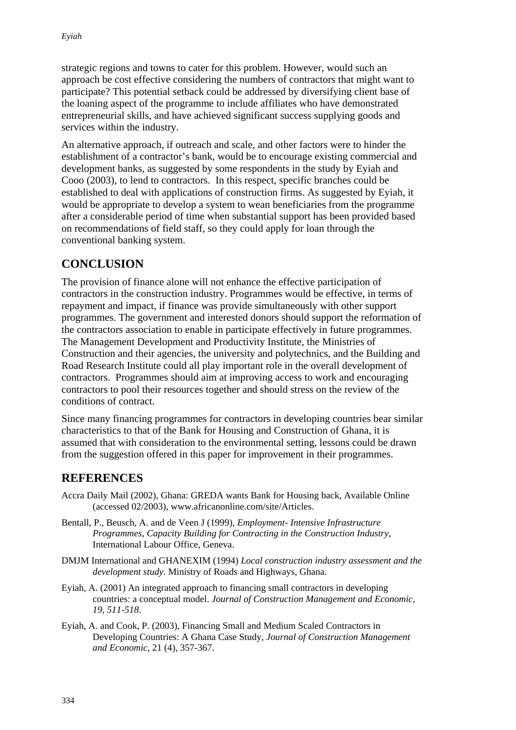strategic regions and towns to cater for this problem. However, would such an approach be cost effective considering the numbers of contractors that might want to participate? This potential setback could be addressed by diversifying client base of the loaning aspect of the programme to include affiliates who have demonstrated entrepreneurial skills, and have achieved significant success supplying goods and services within the industry.

An alternative approach, if outreach and scale, and other factors were to hinder the establishment of a contractor's bank, would be to encourage existing commercial and development banks, as suggested by some respondents in the study by Eyiah and Cooo (2003), to lend to contractors. In this respect, specific branches could be established to deal with applications of construction firms. As suggested by Eyiah, it would be appropriate to develop a system to wean beneficiaries from the programme after a considerable period of time when substantial support has been provided based on recommendations of field staff, so they could apply for loan through the conventional banking system.

## CONCLUSION

The provision of finance alone will not enhance the effective participation of contractors in the construction industry. Programmes would be effective, in terms of repayment and impact, if finance was provide simultaneously with other support programmes. The government and interested donors should support the reformation of the contractors association to enable in participate effectively in future programmes. The Management Development and Productivity Institute, the Ministries of Construction and their agencies, the university and polytechnics, and the Building and Road Research Institute could all play important role in the overall development of contractors. Programmes should aim at improving access to work and encouraging contractors to pool their resources together and should stress on the review of the conditions of contract.

Since many financing programmes for contractors in developing countries bear similar characteristics to that of the Bank for Housing and Construction of Ghana, it is assumed that with consideration to the environmental setting, lessons could be drawn from the suggestion offered in this paper for improvement in their programmes.

## REFERENCES

Accra Daily Mail (2002), Ghana: GREDA wants Bank for Housing back, Available Online (accessed 02/2003), www.africanonline.com/site/Articles.

Bentall, P., Beusch, A. and de Veen J (1999), *Employment- Intensive Infrastructure Programmes, Capacity Building for Contracting in the Construction Industry*, International Labour Office, Geneva.

DMJM International and GHANEXIM (1994) *Local construction industry assessment and the development study*. Ministry of Roads and Highways, Ghana.

Eyiah, A. (2001) An integrated approach to financing small contractors in developing countries: a conceptual model. *Journal of Construction Management and Economic, 19, 511-518*.

Eyiah, A. and Cook, P. (2003), Financing Small and Medium Scaled Contractors in Developing Countries: A Ghana Case Study, *Journal of Construction Management and Economic*, 21 (4), 357-367.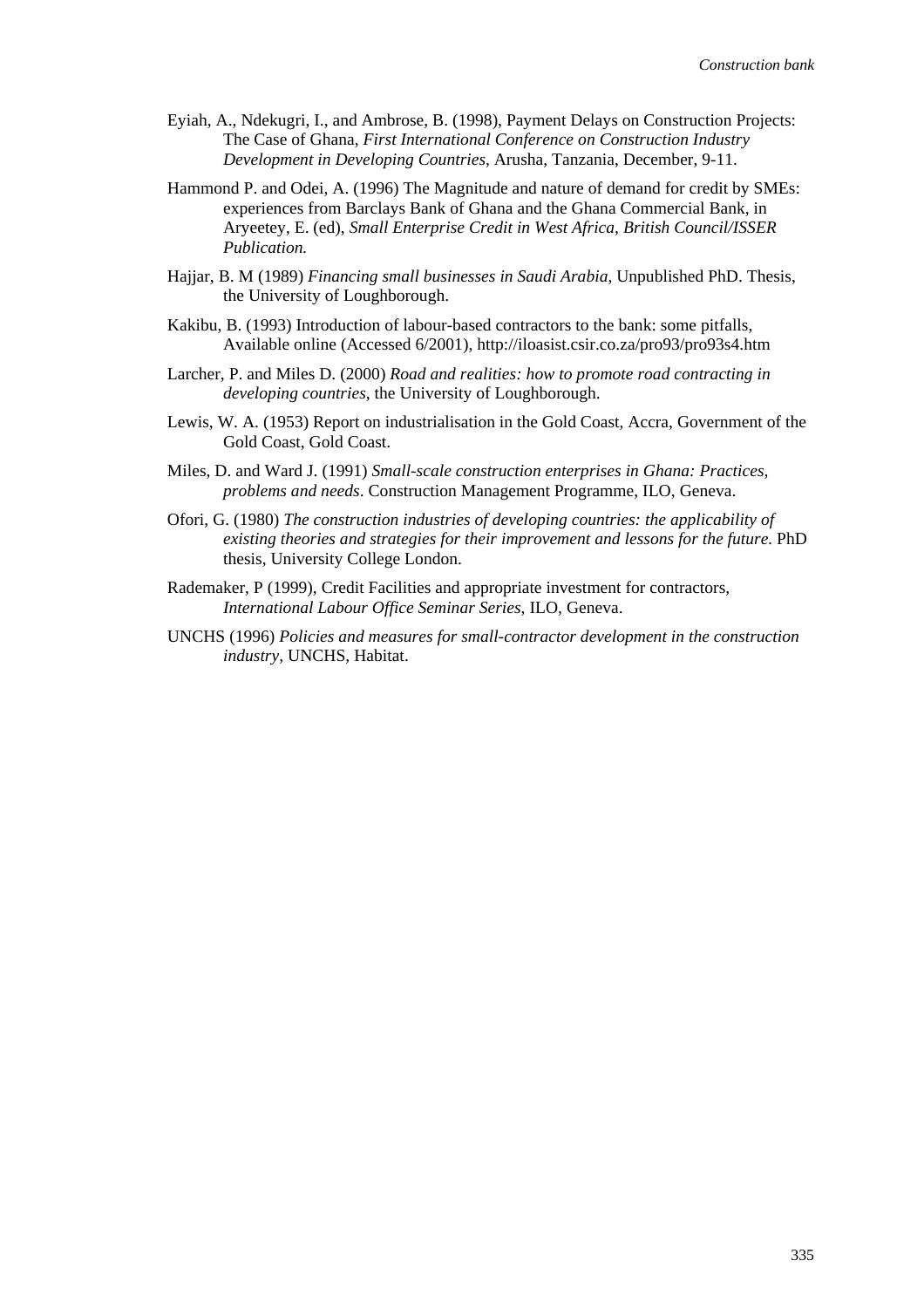Eyiah, A., Ndekugri, I., and Ambrose, B. (1998), Payment Delays on Construction Projects: The Case of Ghana, *First International Conference on Construction Industry Development in Developing Countries*, Arusha, Tanzania, December, 9-11.

Hammond P. and Odei, A. (1996) The Magnitude and nature of demand for credit by SMEs: experiences from Barclays Bank of Ghana and the Ghana Commercial Bank, in Aryeetey, E. (ed), *Small Enterprise Credit in West Africa, British Council/ISSER Publication.*

Hajjar, B. M (1989) *Financing small businesses in Saudi Arabia*, Unpublished PhD. Thesis, the University of Loughborough.

Kakibu, B. (1993) Introduction of labour-based contractors to the bank: some pitfalls, Available online (Accessed 6/2001), http://iloasist.csir.co.za/pro93/pro93s4.htm

Larcher, P. and Miles D. (2000) *Road and realities: how to promote road contracting in developing countries*, the University of Loughborough.

Lewis, W. A. (1953) Report on industrialisation in the Gold Coast, Accra, Government of the Gold Coast, Gold Coast.

Miles, D. and Ward J. (1991) *Small-scale construction enterprises in Ghana: Practices, problems and needs*. Construction Management Programme, ILO, Geneva.

Ofori, G. (1980) *The construction industries of developing countries: the applicability of existing theories and strategies for their improvement and lessons for the future.* PhD thesis, University College London.

Rademaker, P (1999), Credit Facilities and appropriate investment for contractors, *International Labour Office Seminar Series*, ILO, Geneva.

UNCHS (1996) *Policies and measures for small-contractor development in the construction industry*, UNCHS, Habitat.